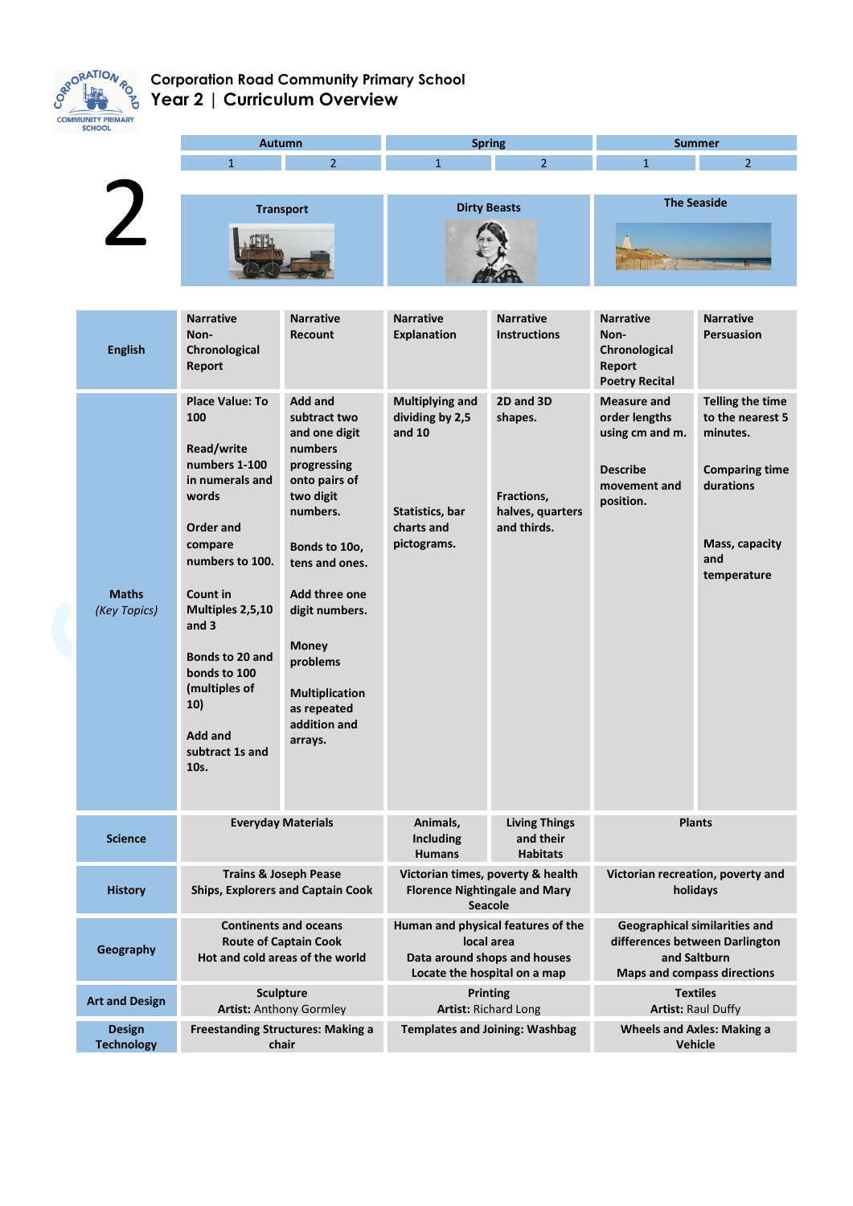# Corporation Road Community Primary School

## Year 2 | Curriculum Overview

# 2

| | Autumn 1 | Autumn 2 | Spring 1 | Spring 2 | Summer 1 | Summer 2 |
|---|---|---|---|---|---|---|
| | Transport | | Dirty Beasts | | The Seaside | |
| **English** | Narrative<br>Non-Chronological Report | Narrative<br>Recount | Narrative<br>Explanation | Narrative<br>Instructions | Narrative<br>Non-Chronological Report<br>Poetry Recital | Narrative<br>Persuasion |
| **Maths** *(Key Topics)* | Place Value: To 100<br><br>Read/write numbers 1-100 in numerals and words<br><br>Order and compare numbers to 100.<br><br>Count in Multiples 2,5,10 and 3<br><br>Bonds to 20 and bonds to 100 (multiples of 10)<br><br>Add and subtract 1s and 10s. | Add and subtract two and one digit numbers progressing onto pairs of two digit numbers.<br><br>Bonds to 10o, tens and ones.<br><br>Add three one digit numbers.<br><br>Money problems<br><br>Multiplication as repeated addition and arrays. | Multiplying and dividing by 2,5 and 10<br><br>Statistics, bar charts and pictograms. | 2D and 3D shapes.<br><br>Fractions, halves, quarters and thirds. | Measure and order lengths using cm and m.<br><br>Describe movement and position. | Telling the time to the nearest 5 minutes.<br><br>Comparing time durations<br><br>Mass, capacity and temperature |
| **Science** | Everyday Materials | | Animals, Including Humans | Living Things and their Habitats | Plants | |
| **History** | Trains & Joseph Pease<br>Ships, Explorers and Captain Cook | | Victorian times, poverty & health<br>Florence Nightingale and Mary Seacole | | Victorian recreation, poverty and holidays | |
| **Geography** | Continents and oceans<br>Route of Captain Cook<br>Hot and cold areas of the world | | Human and physical features of the local area<br>Data around shops and houses<br>Locate the hospital on a map | | Geographical similarities and differences between Darlington and Saltburn<br>Maps and compass directions | |
| **Art and Design** | Sculpture<br>Artist: Anthony Gormley | | Printing<br>Artist: Richard Long | | Textiles<br>Artist: Raul Duffy | |
| **Design Technology** | Freestanding Structures: Making a chair | | Templates and Joining: Washbag | | Wheels and Axles: Making a Vehicle | |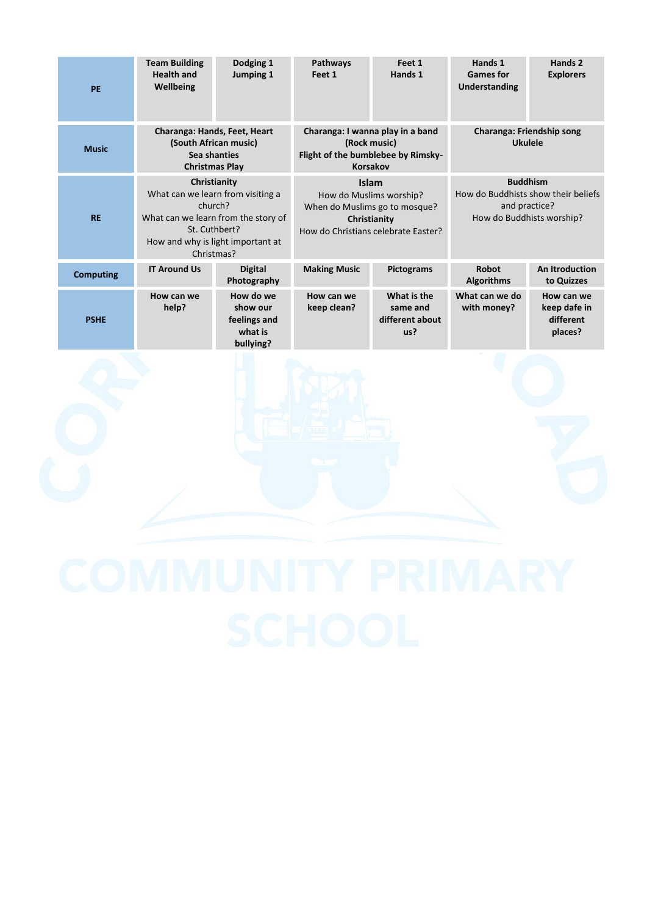| | | | | | | |
|---|---|---|---|---|---|---|
| **PE** | **Team Building Health and Wellbeing** | **Dodging 1 Jumping 1** | **Pathways Feet 1** | **Feet 1 Hands 1** | **Hands 1 Games for Understanding** | **Hands 2 Explorers** |
| **Music** | **Charanga: Hands, Feet, Heart (South African music) Sea shanties Christmas Play** | | **Charanga: I wanna play in a band (Rock music) Flight of the bumblebee by Rimsky-Korsakov** | | **Charanga: Friendship song Ukulele** | |
| **RE** | **Christianity** What can we learn from visiting a church? What can we learn from the story of St. Cuthbert? How and why is light important at Christmas? | | **Islam** How do Muslims worship? When do Muslims go to mosque? **Christianity** How do Christians celebrate Easter? | | **Buddhism** How do Buddhists show their beliefs and practice? How do Buddhists worship? | |
| **Computing** | **IT Around Us** | **Digital Photography** | **Making Music** | **Pictograms** | **Robot Algorithms** | **An Introduction to Quizzes** |
| **PSHE** | **How can we help?** | **How do we show our feelings and what is bullying?** | **How can we keep clean?** | **What is the same and different about us?** | **What can we do with money?** | **How can we keep dafe in different places?** |